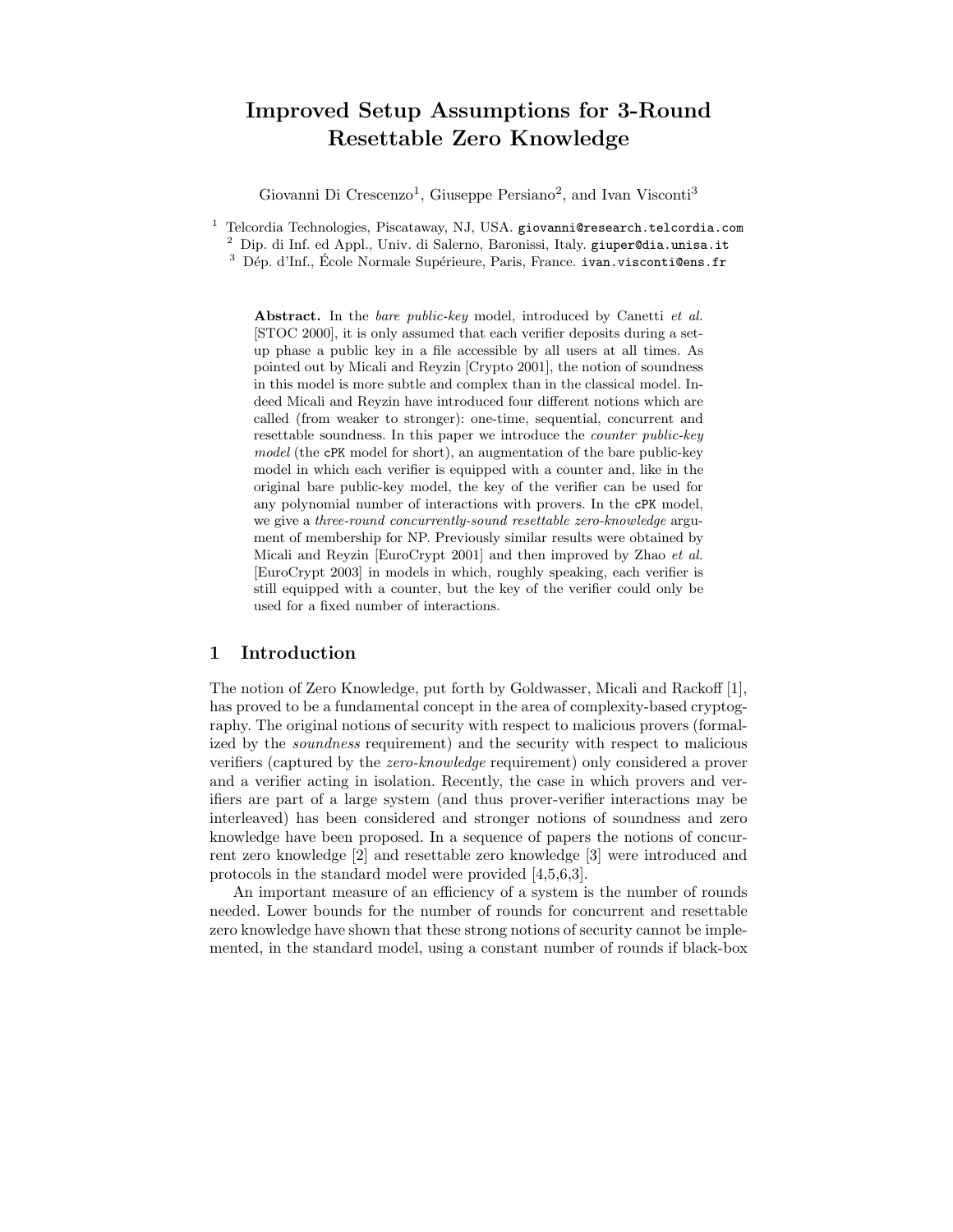# Improved Setup Assumptions for 3-Round Resettable Zero Knowledge

Giovanni Di Crescenzo[1], Giuseppe Persiano[2], and Ivan Visconti[3]

[1] Telcordia Technologies, Piscataway, NJ, USA. giovanni@research.telcordia.com

[2] Dip. di Inf. ed Appl., Univ. di Salerno, Baronissi, Italy. giuper@dia.unisa.it

[3] Dép. d'Inf., École Normale Supérieure, Paris, France. ivan.visconti@ens.fr

**Abstract.** In the *bare public-key* model, introduced by Canetti *et al.* [STOC 2000], it is only assumed that each verifier deposits during a setup phase a public key in a file accessible by all users at all times. As pointed out by Micali and Reyzin [Crypto 2001], the notion of soundness in this model is more subtle and complex than in the classical model. Indeed Micali and Reyzin have introduced four different notions which are called (from weaker to stronger): one-time, sequential, concurrent and resettable soundness. In this paper we introduce the *counter public-key model* (the cPK model for short), an augmentation of the bare public-key model in which each verifier is equipped with a counter and, like in the original bare public-key model, the key of the verifier can be used for any polynomial number of interactions with provers. In the cPK model, we give a *three-round concurrently-sound resettable zero-knowledge* argument of membership for NP. Previously similar results were obtained by Micali and Reyzin [EuroCrypt 2001] and then improved by Zhao *et al.* [EuroCrypt 2003] in models in which, roughly speaking, each verifier is still equipped with a counter, but the key of the verifier could only be used for a fixed number of interactions.

## 1 Introduction

The notion of Zero Knowledge, put forth by Goldwasser, Micali and Rackoff [1], has proved to be a fundamental concept in the area of complexity-based cryptography. The original notions of security with respect to malicious provers (formalized by the *soundness* requirement) and the security with respect to malicious verifiers (captured by the *zero-knowledge* requirement) only considered a prover and a verifier acting in isolation. Recently, the case in which provers and verifiers are part of a large system (and thus prover-verifier interactions may be interleaved) has been considered and stronger notions of soundness and zero knowledge have been proposed. In a sequence of papers the notions of concurrent zero knowledge [2] and resettable zero knowledge [3] were introduced and protocols in the standard model were provided [4,5,6,3].

An important measure of an efficiency of a system is the number of rounds needed. Lower bounds for the number of rounds for concurrent and resettable zero knowledge have shown that these strong notions of security cannot be implemented, in the standard model, using a constant number of rounds if black-box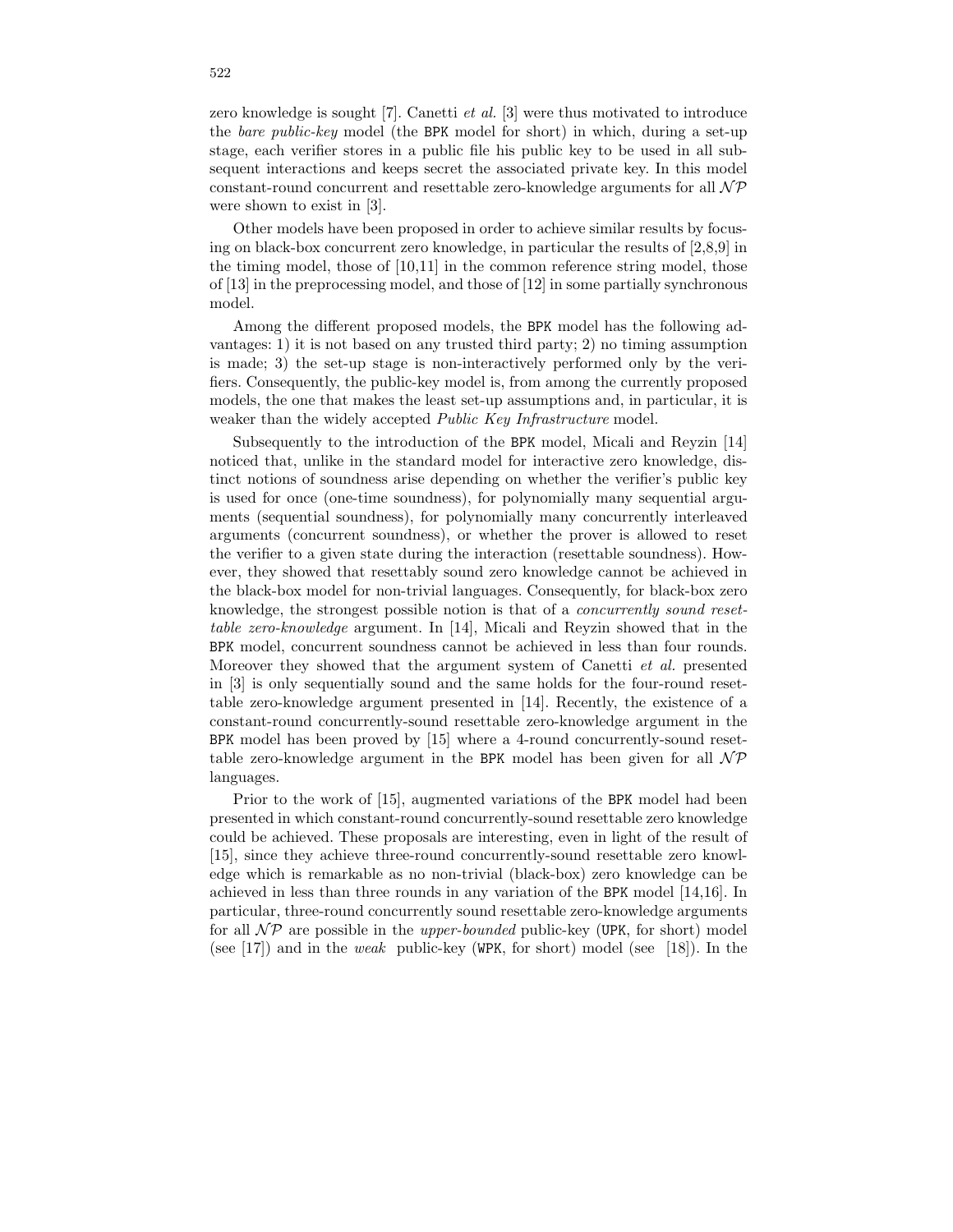zero knowledge is sought [7]. Canetti *et al.* [3] were thus motivated to introduce the *bare public-key* model (the BPK model for short) in which, during a set-up stage, each verifier stores in a public file his public key to be used in all subsequent interactions and keeps secret the associated private key. In this model constant-round concurrent and resettable zero-knowledge arguments for all $\mathcal{NP}$ were shown to exist in [3].

Other models have been proposed in order to achieve similar results by focusing on black-box concurrent zero knowledge, in particular the results of [2,8,9] in the timing model, those of [10,11] in the common reference string model, those of [13] in the preprocessing model, and those of [12] in some partially synchronous model.

Among the different proposed models, the BPK model has the following advantages: 1) it is not based on any trusted third party; 2) no timing assumption is made; 3) the set-up stage is non-interactively performed only by the verifiers. Consequently, the public-key model is, from among the currently proposed models, the one that makes the least set-up assumptions and, in particular, it is weaker than the widely accepted *Public Key Infrastructure* model.

Subsequently to the introduction of the BPK model, Micali and Reyzin [14] noticed that, unlike in the standard model for interactive zero knowledge, distinct notions of soundness arise depending on whether the verifier's public key is used for once (one-time soundness), for polynomially many sequential arguments (sequential soundness), for polynomially many concurrently interleaved arguments (concurrent soundness), or whether the prover is allowed to reset the verifier to a given state during the interaction (resettable soundness). However, they showed that resettably sound zero knowledge cannot be achieved in the black-box model for non-trivial languages. Consequently, for black-box zero knowledge, the strongest possible notion is that of a *concurrently sound resettable zero-knowledge* argument. In [14], Micali and Reyzin showed that in the BPK model, concurrent soundness cannot be achieved in less than four rounds. Moreover they showed that the argument system of Canetti *et al.* presented in [3] is only sequentially sound and the same holds for the four-round resettable zero-knowledge argument presented in [14]. Recently, the existence of a constant-round concurrently-sound resettable zero-knowledge argument in the BPK model has been proved by [15] where a 4-round concurrently-sound resettable zero-knowledge argument in the BPK model has been given for all $\mathcal{NP}$ languages.

Prior to the work of [15], augmented variations of the BPK model had been presented in which constant-round concurrently-sound resettable zero knowledge could be achieved. These proposals are interesting, even in light of the result of [15], since they achieve three-round concurrently-sound resettable zero knowledge which is remarkable as no non-trivial (black-box) zero knowledge can be achieved in less than three rounds in any variation of the BPK model [14,16]. In particular, three-round concurrently sound resettable zero-knowledge arguments for all $\mathcal{NP}$ are possible in the *upper-bounded* public-key (UPK, for short) model (see [17]) and in the *weak* public-key (WPK, for short) model (see [18]). In the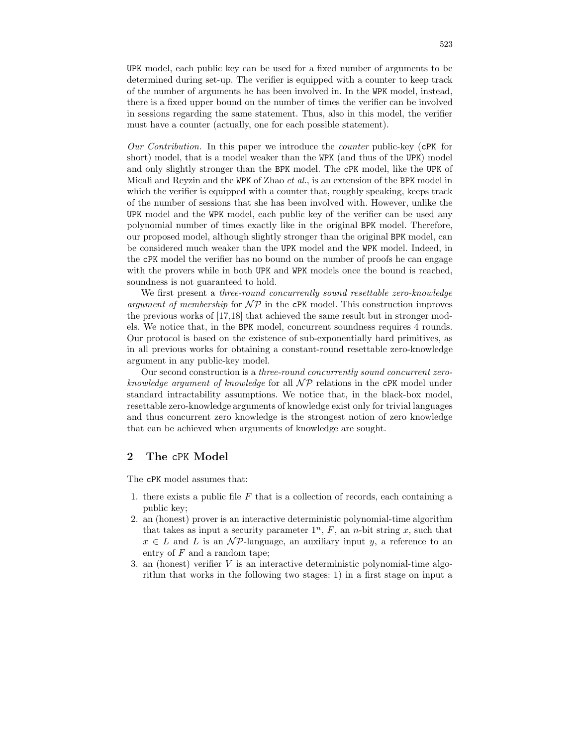UPK model, each public key can be used for a fixed number of arguments to be determined during set-up. The verifier is equipped with a counter to keep track of the number of arguments he has been involved in. In the WPK model, instead, there is a fixed upper bound on the number of times the verifier can be involved in sessions regarding the same statement. Thus, also in this model, the verifier must have a counter (actually, one for each possible statement).

*Our Contribution.* In this paper we introduce the *counter* public-key (cPK for short) model, that is a model weaker than the WPK (and thus of the UPK) model and only slightly stronger than the BPK model. The cPK model, like the UPK of Micali and Reyzin and the WPK of Zhao *et al.*, is an extension of the BPK model in which the verifier is equipped with a counter that, roughly speaking, keeps track of the number of sessions that she has been involved with. However, unlike the UPK model and the WPK model, each public key of the verifier can be used any polynomial number of times exactly like in the original BPK model. Therefore, our proposed model, although slightly stronger than the original BPK model, can be considered much weaker than the UPK model and the WPK model. Indeed, in the cPK model the verifier has no bound on the number of proofs he can engage with the provers while in both UPK and WPK models once the bound is reached, soundness is not guaranteed to hold.

We first present a *three-round concurrently sound resettable zero-knowledge argument of membership* for $\mathcal{NP}$ in the cPK model. This construction improves the previous works of [17,18] that achieved the same result but in stronger models. We notice that, in the BPK model, concurrent soundness requires 4 rounds. Our protocol is based on the existence of sub-exponentially hard primitives, as in all previous works for obtaining a constant-round resettable zero-knowledge argument in any public-key model.

Our second construction is a *three-round concurrently sound concurrent zero-knowledge argument of knowledge* for all $\mathcal{NP}$ relations in the cPK model under standard intractability assumptions. We notice that, in the black-box model, resettable zero-knowledge arguments of knowledge exist only for trivial languages and thus concurrent zero knowledge is the strongest notion of zero knowledge that can be achieved when arguments of knowledge are sought.

## 2 The cPK Model

The cPK model assumes that:

1. there exists a public file $F$ that is a collection of records, each containing a public key;
2. an (honest) prover is an interactive deterministic polynomial-time algorithm that takes as input a security parameter $1^n$, $F$, an $n$-bit string $x$, such that $x \in L$ and $L$ is an $\mathcal{NP}$-language, an auxiliary input $y$, a reference to an entry of $F$ and a random tape;
3. an (honest) verifier $V$ is an interactive deterministic polynomial-time algorithm that works in the following two stages: 1) in a first stage on input a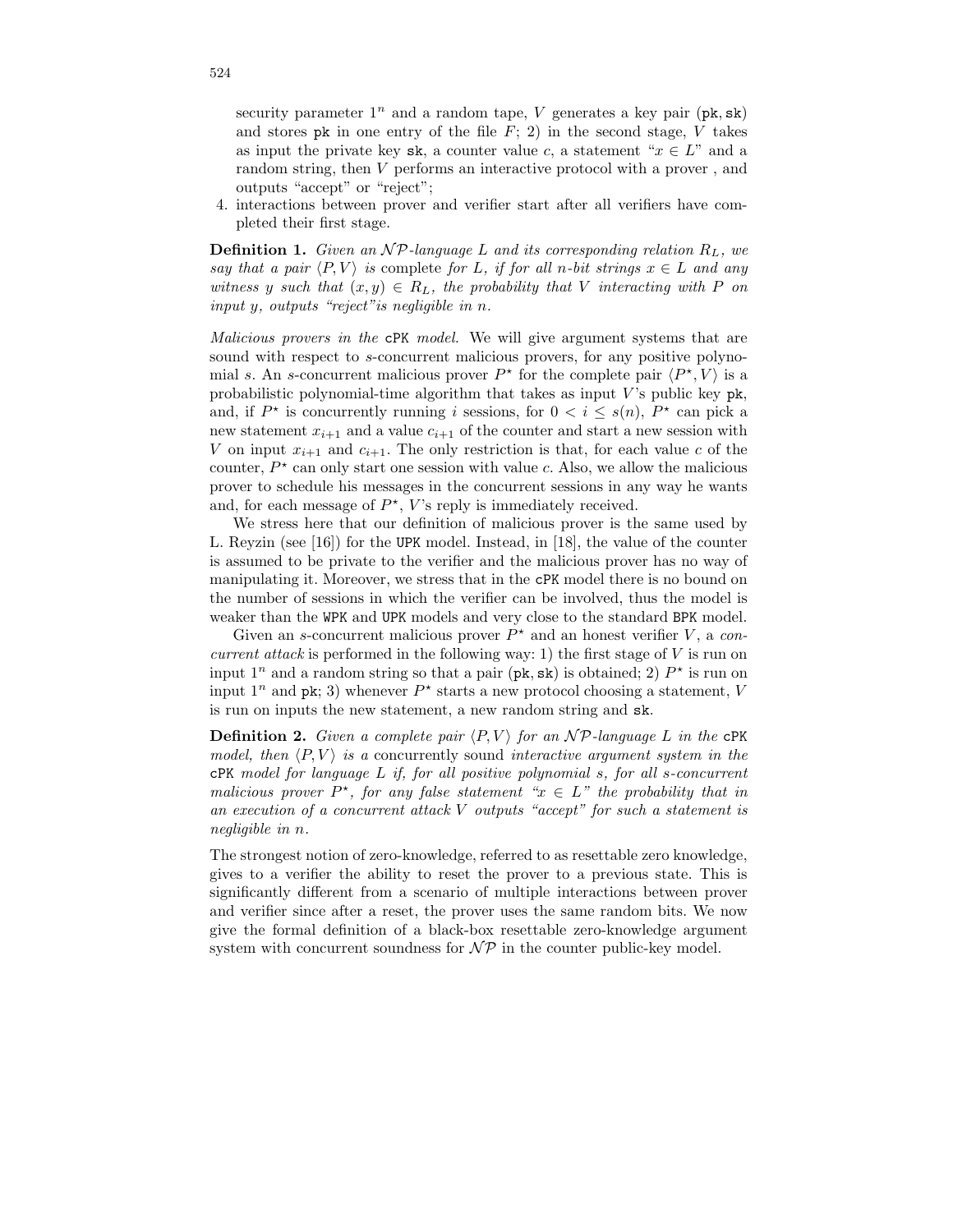security parameter $1^n$ and a random tape, $V$ generates a key pair (pk, sk) and stores pk in one entry of the file $F$; 2) in the second stage, $V$ takes as input the private key sk, a counter value $c$, a statement "$x \in L$" and a random string, then $V$ performs an interactive protocol with a prover , and outputs "accept" or "reject";

4. interactions between prover and verifier start after all verifiers have completed their first stage.

**Definition 1.** *Given an $\mathcal{NP}$-language $L$ and its corresponding relation $R_L$, we say that a pair $\langle P, V \rangle$ is* complete *for $L$, if for all $n$-bit strings $x \in L$ and any witness $y$ such that $(x, y) \in R_L$, the probability that $V$ interacting with $P$ on input $y$, outputs "reject" is negligible in $n$.*

*Malicious provers in the* cPK *model.* We will give argument systems that are sound with respect to $s$-concurrent malicious provers, for any positive polynomial $s$. An $s$-concurrent malicious prover $P^\star$ for the complete pair $\langle P^\star, V \rangle$ is a probabilistic polynomial-time algorithm that takes as input $V$'s public key pk, and, if $P^\star$ is concurrently running $i$ sessions, for $0 < i \leq s(n)$, $P^\star$ can pick a new statement $x_{i+1}$ and a value $c_{i+1}$ of the counter and start a new session with $V$ on input $x_{i+1}$ and $c_{i+1}$. The only restriction is that, for each value $c$ of the counter, $P^\star$ can only start one session with value $c$. Also, we allow the malicious prover to schedule his messages in the concurrent sessions in any way he wants and, for each message of $P^\star$, $V$'s reply is immediately received.

We stress here that our definition of malicious prover is the same used by L. Reyzin (see [16]) for the UPK model. Instead, in [18], the value of the counter is assumed to be private to the verifier and the malicious prover has no way of manipulating it. Moreover, we stress that in the cPK model there is no bound on the number of sessions in which the verifier can be involved, thus the model is weaker than the WPK and UPK models and very close to the standard BPK model.

Given an $s$-concurrent malicious prover $P^\star$ and an honest verifier $V$, a *concurrent attack* is performed in the following way: 1) the first stage of $V$ is run on input $1^n$ and a random string so that a pair (pk, sk) is obtained; 2) $P^\star$ is run on input $1^n$ and pk; 3) whenever $P^\star$ starts a new protocol choosing a statement, $V$ is run on inputs the new statement, a new random string and sk.

**Definition 2.** *Given a complete pair $\langle P, V \rangle$ for an $\mathcal{NP}$-language $L$ in the* cPK *model, then $\langle P, V \rangle$ is a* concurrently sound *interactive argument system in the* cPK *model for language $L$ if, for all positive polynomial $s$, for all $s$-concurrent malicious prover $P^\star$, for any false statement "$x \in L$" the probability that in an execution of a concurrent attack $V$ outputs "accept" for such a statement is negligible in $n$.*

The strongest notion of zero-knowledge, referred to as resettable zero knowledge, gives to a verifier the ability to reset the prover to a previous state. This is significantly different from a scenario of multiple interactions between prover and verifier since after a reset, the prover uses the same random bits. We now give the formal definition of a black-box resettable zero-knowledge argument system with concurrent soundness for $\mathcal{NP}$ in the counter public-key model.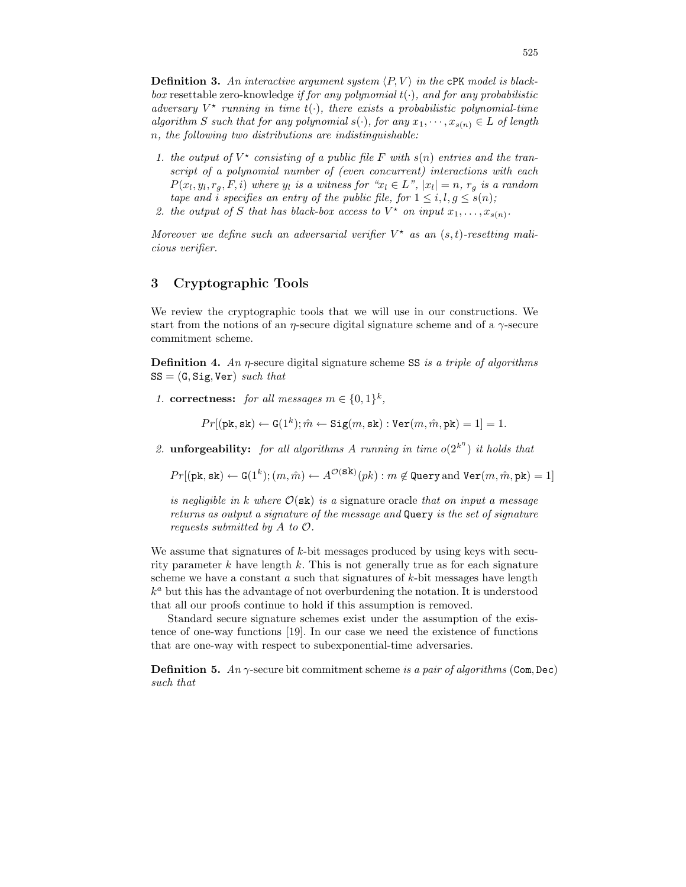**Definition 3.** *An interactive argument system $\langle P, V\rangle$ in the* cPK *model is black-box* resettable zero-knowledge *if for any polynomial $t(\cdot)$, and for any probabilistic adversary $V^\star$ running in time $t(\cdot)$, there exists a probabilistic polynomial-time algorithm $S$ such that for any polynomial $s(\cdot)$, for any $x_1, \cdots, x_{s(n)} \in L$ of length $n$, the following two distributions are indistinguishable:*

1. *the output of $V^\star$ consisting of a public file $F$ with $s(n)$ entries and the transcript of a polynomial number of (even concurrent) interactions with each $P(x_l, y_l, r_g, F, i)$ where $y_l$ is a witness for "$x_l \in L$", $|x_l| = n$, $r_g$ is a random tape and $i$ specifies an entry of the public file, for $1 \leq i, l, g \leq s(n)$;*
2. *the output of $S$ that has black-box access to $V^\star$ on input $x_1, \ldots, x_{s(n)}$.*

*Moreover we define such an adversarial verifier $V^\star$ as an $(s,t)$-resetting malicious verifier.*

## 3 Cryptographic Tools

We review the cryptographic tools that we will use in our constructions. We start from the notions of an $\eta$-secure digital signature scheme and of a $\gamma$-secure commitment scheme.

**Definition 4.** *An $\eta$-*secure digital signature scheme SS *is a triple of algorithms* SS = (G, Sig, Ver) *such that*

1. **correctness:** *for all messages $m \in \{0,1\}^k$,*

$$Pr[(\mathtt{pk}, \mathtt{sk}) \leftarrow \mathtt{G}(1^k); \hat{m} \leftarrow \mathtt{Sig}(m, \mathtt{sk}) : \mathtt{Ver}(m, \hat{m}, \mathtt{pk}) = 1] = 1.$$

2. **unforgeability:** *for all algorithms $A$ running in time $o(2^{k^\eta})$ it holds that*

$$Pr[(\mathtt{pk}, \mathtt{sk}) \leftarrow \mathtt{G}(1^k); (m, \hat{m}) \leftarrow A^{\mathcal{O}(\mathtt{sk})}(pk) : m \notin \mathtt{Query} \text{ and } \mathtt{Ver}(m, \hat{m}, \mathtt{pk}) = 1]$$

*is negligible in $k$ where $\mathcal{O}(\mathtt{sk})$ is* a signature oracle *that on input a message returns as output a signature of the message and* Query *is the set of signature requests submitted by $A$ to $\mathcal{O}$.*

We assume that signatures of $k$-bit messages produced by using keys with security parameter $k$ have length $k$. This is not generally true as for each signature scheme we have a constant $a$ such that signatures of $k$-bit messages have length $k^a$ but this has the advantage of not overburdening the notation. It is understood that all our proofs continue to hold if this assumption is removed.

Standard secure signature schemes exist under the assumption of the existence of one-way functions [19]. In our case we need the existence of functions that are one-way with respect to subexponential-time adversaries.

**Definition 5.** *An $\gamma$-*secure bit commitment scheme *is a pair of algorithms* (Com, Dec) *such that*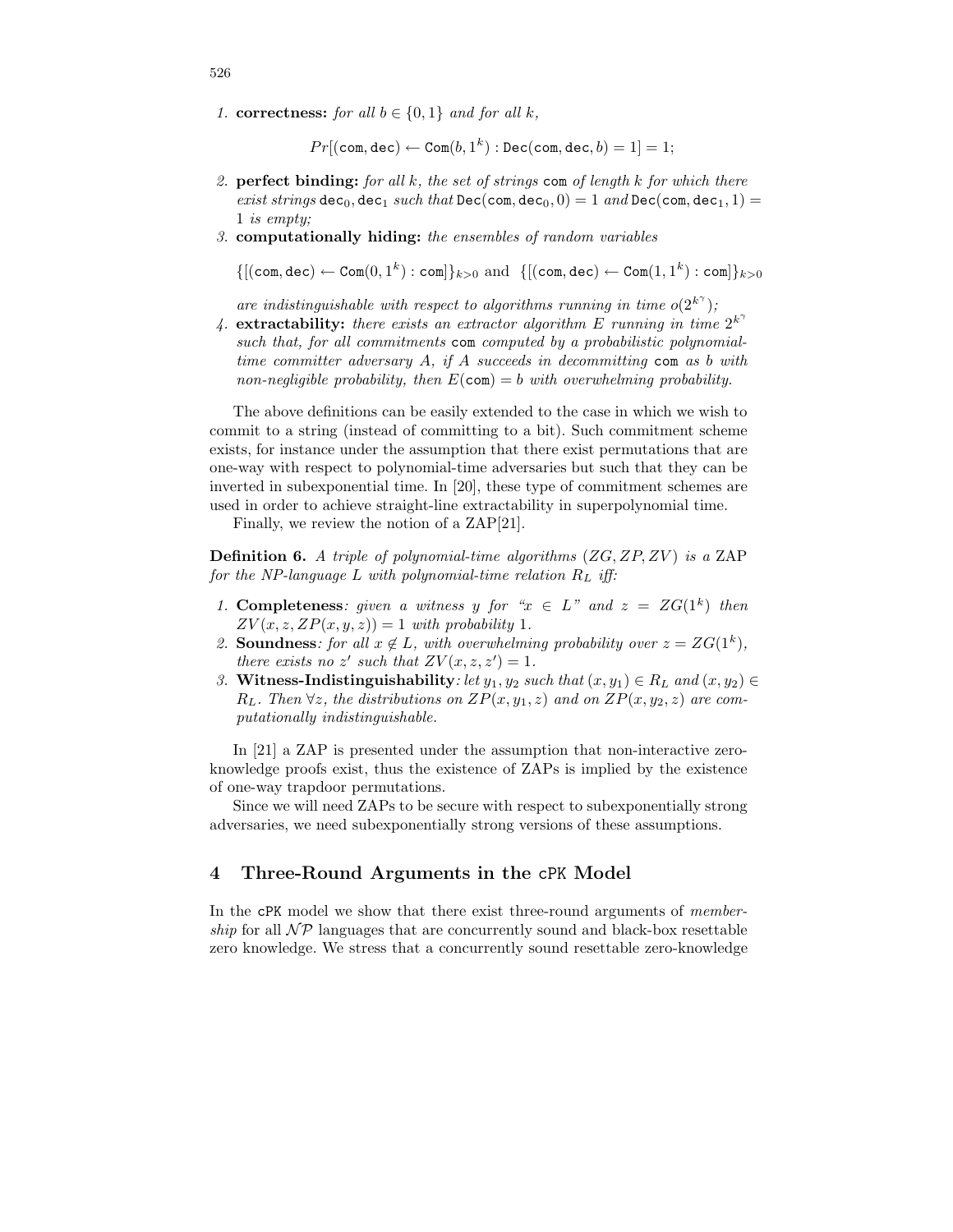1. **correctness:** *for all* $b \in \{0,1\}$ *and for all* $k$,

$$Pr[(\mathtt{com}, \mathtt{dec}) \leftarrow \mathtt{Com}(b, 1^k) : \mathtt{Dec}(\mathtt{com}, \mathtt{dec}, b) = 1] = 1;$$

2. **perfect binding:** *for all* $k$*, the set of strings* $\mathtt{com}$ *of length* $k$ *for which there exist strings* $\mathtt{dec}_0, \mathtt{dec}_1$ *such that* $\mathtt{Dec}(\mathtt{com}, \mathtt{dec}_0, 0) = 1$ *and* $\mathtt{Dec}(\mathtt{com}, \mathtt{dec}_1, 1) = 1$ *is empty;*
3. **computationally hiding:** *the ensembles of random variables*

$$\{[(\mathtt{com}, \mathtt{dec}) \leftarrow \mathtt{Com}(0, 1^k) : \mathtt{com}]\}_{k>0} \text{ and } \{[(\mathtt{com}, \mathtt{dec}) \leftarrow \mathtt{Com}(1, 1^k) : \mathtt{com}]\}_{k>0}$$

*are indistinguishable with respect to algorithms running in time* $o(2^{k^\gamma})$*;*
4. **extractability:** *there exists an extractor algorithm* $E$ *running in time* $2^{k^\gamma}$ *such that, for all commitments* $\mathtt{com}$ *computed by a probabilistic polynomial-time committer adversary* $A$*, if* $A$ *succeeds in decommitting* $\mathtt{com}$ *as* $b$ *with non-negligible probability, then* $E(\mathtt{com}) = b$ *with overwhelming probability.*

The above definitions can be easily extended to the case in which we wish to commit to a string (instead of committing to a bit). Such commitment scheme exists, for instance under the assumption that there exist permutations that are one-way with respect to polynomial-time adversaries but such that they can be inverted in subexponential time. In [20], these type of commitment schemes are used in order to achieve straight-line extractability in superpolynomial time.

Finally, we review the notion of a ZAP[21].

**Definition 6.** *A triple of polynomial-time algorithms* $(ZG, ZP, ZV)$ *is a* ZAP *for the NP-language* $L$ *with polynomial-time relation* $R_L$ *iff:*

1. **Completeness***: given a witness* $y$ *for "*$x \in L$*" and* $z = ZG(1^k)$ *then* $ZV(x, z, ZP(x, y, z)) = 1$ *with probability* 1.
2. **Soundness***: for all* $x \notin L$*, with overwhelming probability over* $z = ZG(1^k)$*, there exists no* $z'$ *such that* $ZV(x, z, z') = 1$.
3. **Witness-Indistinguishability***: let* $y_1, y_2$ *such that* $(x, y_1) \in R_L$ *and* $(x, y_2) \in R_L$*. Then* $\forall z$*, the distributions on* $ZP(x, y_1, z)$ *and on* $ZP(x, y_2, z)$ *are computationally indistinguishable.*

In [21] a ZAP is presented under the assumption that non-interactive zero-knowledge proofs exist, thus the existence of ZAPs is implied by the existence of one-way trapdoor permutations.

Since we will need ZAPs to be secure with respect to subexponentially strong adversaries, we need subexponentially strong versions of these assumptions.

## 4 Three-Round Arguments in the cPK Model

In the cPK model we show that there exist three-round arguments of *membership* for all $\mathcal{NP}$ languages that are concurrently sound and black-box resettable zero knowledge. We stress that a concurrently sound resettable zero-knowledge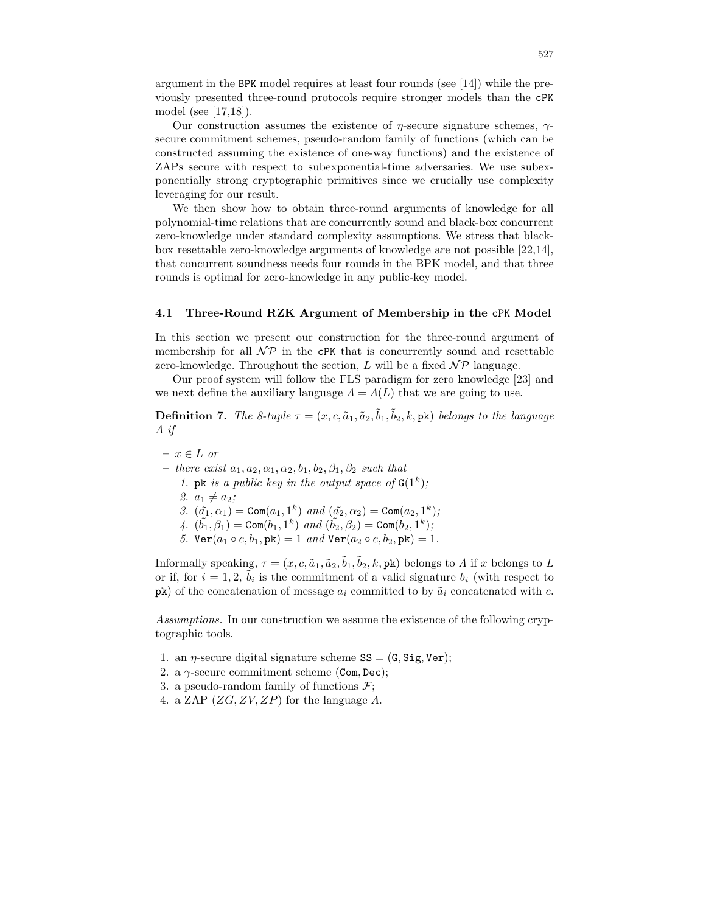argument in the BPK model requires at least four rounds (see [14]) while the previously presented three-round protocols require stronger models than the cPK model (see [17,18]).

Our construction assumes the existence of $\eta$-secure signature schemes, $\gamma$-secure commitment schemes, pseudo-random family of functions (which can be constructed assuming the existence of one-way functions) and the existence of ZAPs secure with respect to subexponential-time adversaries. We use subexponentially strong cryptographic primitives since we crucially use complexity leveraging for our result.

We then show how to obtain three-round arguments of knowledge for all polynomial-time relations that are concurrently sound and black-box concurrent zero-knowledge under standard complexity assumptions. We stress that black-box resettable zero-knowledge arguments of knowledge are not possible [22,14], that concurrent soundness needs four rounds in the BPK model, and that three rounds is optimal for zero-knowledge in any public-key model.

### 4.1 Three-Round RZK Argument of Membership in the cPK Model

In this section we present our construction for the three-round argument of membership for all $\mathcal{NP}$ in the cPK that is concurrently sound and resettable zero-knowledge. Throughout the section, $L$ will be a fixed $\mathcal{NP}$ language.

Our proof system will follow the FLS paradigm for zero knowledge [23] and we next define the auxiliary language $\Lambda = \Lambda(L)$ that we are going to use.

**Definition 7.** *The 8-tuple $\tau = (x, c, \tilde{a}_1, \tilde{a}_2, \tilde{b}_1, \tilde{b}_2, k, \mathtt{pk})$ belongs to the language $\Lambda$ if*

- *$x \in L$ or*
- *there exist $a_1, a_2, \alpha_1, \alpha_2, b_1, b_2, \beta_1, \beta_2$ such that*
  1. *$\mathtt{pk}$ is a public key in the output space of $\mathtt{G}(1^k)$;*
  2. *$a_1 \neq a_2$;*
  3. *$(\tilde{a_1}, \alpha_1) = \mathtt{Com}(a_1, 1^k)$ and $(\tilde{a_2}, \alpha_2) = \mathtt{Com}(a_2, 1^k)$;*
  4. *$(\tilde{b_1}, \beta_1) = \mathtt{Com}(b_1, 1^k)$ and $(\tilde{b_2}, \beta_2) = \mathtt{Com}(b_2, 1^k)$;*
  5. *$\mathtt{Ver}(a_1 \circ c, b_1, \mathtt{pk}) = 1$ and $\mathtt{Ver}(a_2 \circ c, b_2, \mathtt{pk}) = 1$.*

Informally speaking, $\tau = (x, c, \tilde{a}_1, \tilde{a}_2, \tilde{b}_1, \tilde{b}_2, k, \mathtt{pk})$ belongs to $\Lambda$ if $x$ belongs to $L$ or if, for $i = 1, 2$, $\tilde{b}_i$ is the commitment of a valid signature $b_i$ (with respect to $\mathtt{pk}$) of the concatenation of message $a_i$ committed to by $\tilde{a}_i$ concatenated with $c$.

*Assumptions.* In our construction we assume the existence of the following cryptographic tools.

1. an $\eta$-secure digital signature scheme $\mathtt{SS} = (\mathtt{G}, \mathtt{Sig}, \mathtt{Ver})$;
2. a $\gamma$-secure commitment scheme $(\mathtt{Com}, \mathtt{Dec})$;
3. a pseudo-random family of functions $\mathcal{F}$;
4. a ZAP $(ZG, ZV, ZP)$ for the language $\Lambda$.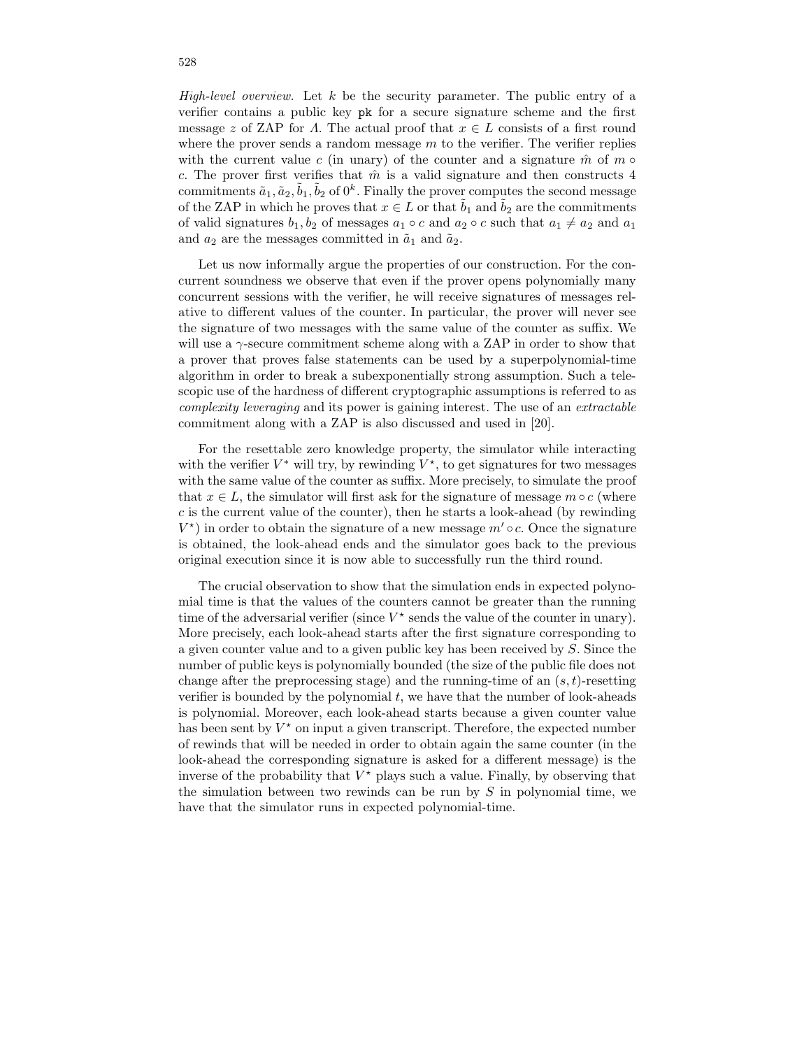*High-level overview.* Let $k$ be the security parameter. The public entry of a verifier contains a public key pk for a secure signature scheme and the first message $z$ of ZAP for $\Lambda$. The actual proof that $x \in L$ consists of a first round where the prover sends a random message $m$ to the verifier. The verifier replies with the current value $c$ (in unary) of the counter and a signature $\hat{m}$ of $m \circ c$. The prover first verifies that $\hat{m}$ is a valid signature and then constructs 4 commitments $\tilde{a}_1, \tilde{a}_2, \tilde{b}_1, \tilde{b}_2$ of $0^k$. Finally the prover computes the second message of the ZAP in which he proves that $x \in L$ or that $\tilde{b}_1$ and $\tilde{b}_2$ are the commitments of valid signatures $b_1, b_2$ of messages $a_1 \circ c$ and $a_2 \circ c$ such that $a_1 \neq a_2$ and $a_1$ and $a_2$ are the messages committed in $\tilde{a}_1$ and $\tilde{a}_2$.

Let us now informally argue the properties of our construction. For the concurrent soundness we observe that even if the prover opens polynomially many concurrent sessions with the verifier, he will receive signatures of messages relative to different values of the counter. In particular, the prover will never see the signature of two messages with the same value of the counter as suffix. We will use a $\gamma$-secure commitment scheme along with a ZAP in order to show that a prover that proves false statements can be used by a superpolynomial-time algorithm in order to break a subexponentially strong assumption. Such a telescopic use of the hardness of different cryptographic assumptions is referred to as *complexity leveraging* and its power is gaining interest. The use of an *extractable* commitment along with a ZAP is also discussed and used in [20].

For the resettable zero knowledge property, the simulator while interacting with the verifier $V^*$ will try, by rewinding $V^\star$, to get signatures for two messages with the same value of the counter as suffix. More precisely, to simulate the proof that $x \in L$, the simulator will first ask for the signature of message $m \circ c$ (where $c$ is the current value of the counter), then he starts a look-ahead (by rewinding $V^\star$) in order to obtain the signature of a new message $m' \circ c$. Once the signature is obtained, the look-ahead ends and the simulator goes back to the previous original execution since it is now able to successfully run the third round.

The crucial observation to show that the simulation ends in expected polynomial time is that the values of the counters cannot be greater than the running time of the adversarial verifier (since $V^\star$ sends the value of the counter in unary). More precisely, each look-ahead starts after the first signature corresponding to a given counter value and to a given public key has been received by $S$. Since the number of public keys is polynomially bounded (the size of the public file does not change after the preprocessing stage) and the running-time of an $(s,t)$-resetting verifier is bounded by the polynomial $t$, we have that the number of look-aheads is polynomial. Moreover, each look-ahead starts because a given counter value has been sent by $V^\star$ on input a given transcript. Therefore, the expected number of rewinds that will be needed in order to obtain again the same counter (in the look-ahead the corresponding signature is asked for a different message) is the inverse of the probability that $V^\star$ plays such a value. Finally, by observing that the simulation between two rewinds can be run by $S$ in polynomial time, we have that the simulator runs in expected polynomial-time.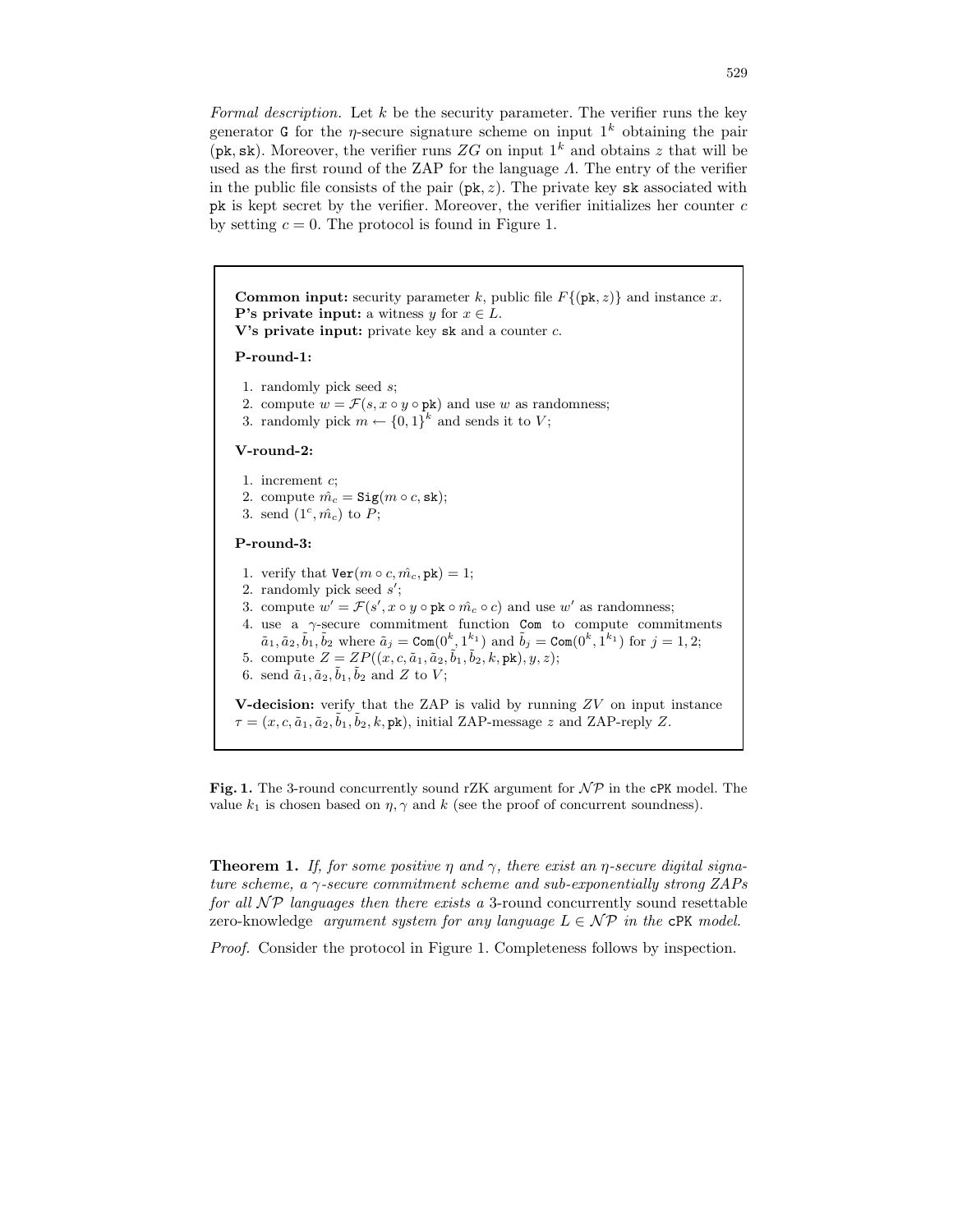*Formal description.* Let $k$ be the security parameter. The verifier runs the key generator G for the $\eta$-secure signature scheme on input $1^k$ obtaining the pair (pk, sk). Moreover, the verifier runs $ZG$ on input $1^k$ and obtains $z$ that will be used as the first round of the ZAP for the language $\Lambda$. The entry of the verifier in the public file consists of the pair (pk, $z$). The private key sk associated with pk is kept secret by the verifier. Moreover, the verifier initializes her counter $c$ by setting $c = 0$. The protocol is found in Figure 1.

**Common input:** security parameter $k$, public file $F\{(\texttt{pk}, z)\}$ and instance $x$.
**P's private input:** a witness $y$ for $x \in L$.
**V's private input:** private key sk and a counter $c$.

**P-round-1:**

1. randomly pick seed $s$;
2. compute $w = \mathcal{F}(s, x \circ y \circ \texttt{pk})$ and use $w$ as randomness;
3. randomly pick $m \leftarrow \{0,1\}^k$ and sends it to $V$;

**V-round-2:**

1. increment $c$;
2. compute $\hat{m_c} = \texttt{Sig}(m \circ c, \texttt{sk})$;
3. send $(1^c, \hat{m_c})$ to $P$;

**P-round-3:**

1. verify that $\texttt{Ver}(m \circ c, \hat{m_c}, \texttt{pk}) = 1$;
2. randomly pick seed $s'$;
3. compute $w' = \mathcal{F}(s', x \circ y \circ \texttt{pk} \circ \hat{m_c} \circ c)$ and use $w'$ as randomness;
4. use a $\gamma$-secure commitment function Com to compute commitments $\tilde{a}_1, \tilde{a}_2, \tilde{b}_1, \tilde{b}_2$ where $\tilde{a}_j = \texttt{Com}(0^k, 1^{k_1})$ and $\tilde{b}_j = \texttt{Com}(0^k, 1^{k_1})$ for $j = 1, 2$;
5. compute $Z = ZP((x, c, \tilde{a}_1, \tilde{a}_2, \tilde{b}_1, \tilde{b}_2, k, \texttt{pk}), y, z)$;
6. send $\tilde{a}_1, \tilde{a}_2, \tilde{b}_1, \tilde{b}_2$ and $Z$ to $V$;

**V-decision:** verify that the ZAP is valid by running $ZV$ on input instance $\tau = (x, c, \tilde{a}_1, \tilde{a}_2, \tilde{b}_1, \tilde{b}_2, k, \texttt{pk})$, initial ZAP-message $z$ and ZAP-reply $Z$.

**Fig. 1.** The 3-round concurrently sound rZK argument for $\mathcal{NP}$ in the cPK model. The value $k_1$ is chosen based on $\eta, \gamma$ and $k$ (see the proof of concurrent soundness).

**Theorem 1.** *If, for some positive $\eta$ and $\gamma$, there exist an $\eta$-secure digital signature scheme, a $\gamma$-secure commitment scheme and sub-exponentially strong ZAPs for all $\mathcal{NP}$ languages then there exists a* 3-round concurrently sound resettable zero-knowledge *argument system for any language $L \in \mathcal{NP}$ in the* cPK *model.*

*Proof.* Consider the protocol in Figure 1. Completeness follows by inspection.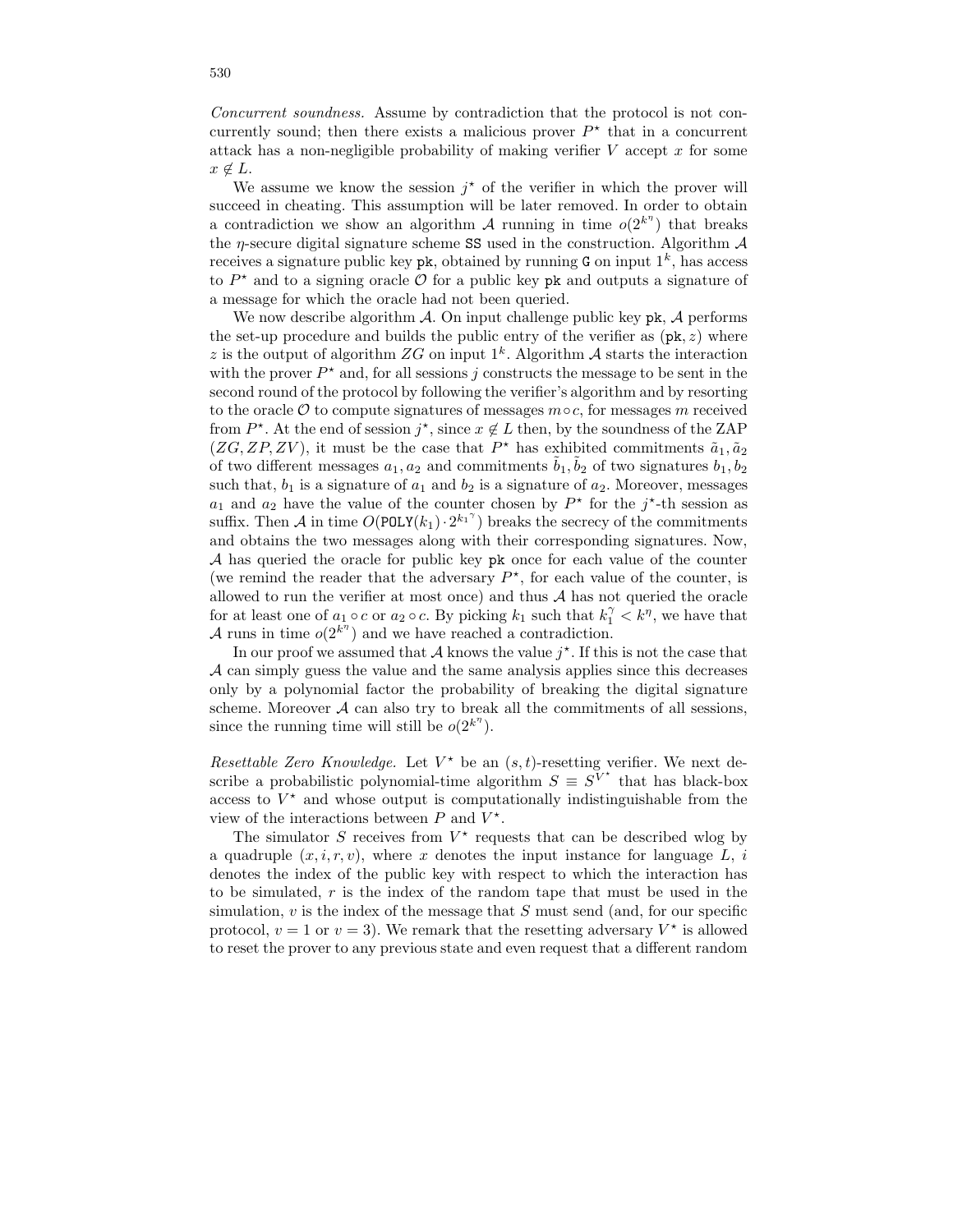*Concurrent soundness.* Assume by contradiction that the protocol is not concurrently sound; then there exists a malicious prover $P^\star$ that in a concurrent attack has a non-negligible probability of making verifier $V$ accept $x$ for some $x \notin L$.

We assume we know the session $j^\star$ of the verifier in which the prover will succeed in cheating. This assumption will be later removed. In order to obtain a contradiction we show an algorithm $\mathcal{A}$ running in time $o(2^{k^\eta})$ that breaks the $\eta$-secure digital signature scheme $\mathtt{SS}$ used in the construction. Algorithm $\mathcal{A}$ receives a signature public key $\mathtt{pk}$, obtained by running $\mathtt{G}$ on input $1^k$, has access to $P^\star$ and to a signing oracle $\mathcal{O}$ for a public key $\mathtt{pk}$ and outputs a signature of a message for which the oracle had not been queried.

We now describe algorithm $\mathcal{A}$. On input challenge public key $\mathtt{pk}$, $\mathcal{A}$ performs the set-up procedure and builds the public entry of the verifier as $(\mathtt{pk}, z)$ where $z$ is the output of algorithm $ZG$ on input $1^k$. Algorithm $\mathcal{A}$ starts the interaction with the prover $P^\star$ and, for all sessions $j$ constructs the message to be sent in the second round of the protocol by following the verifier's algorithm and by resorting to the oracle $\mathcal{O}$ to compute signatures of messages $m \circ c$, for messages $m$ received from $P^\star$. At the end of session $j^\star$, since $x \notin L$ then, by the soundness of the ZAP $(ZG, ZP, ZV)$, it must be the case that $P^\star$ has exhibited commitments $\tilde{a}_1, \tilde{a}_2$ of two different messages $a_1, a_2$ and commitments $\tilde{b}_1, \tilde{b}_2$ of two signatures $b_1, b_2$ such that, $b_1$ is a signature of $a_1$ and $b_2$ is a signature of $a_2$. Moreover, messages $a_1$ and $a_2$ have the value of the counter chosen by $P^\star$ for the $j^\star$-th session as suffix. Then $\mathcal{A}$ in time $O(\mathtt{POLY}(k_1) \cdot 2^{k_1{}^\gamma})$ breaks the secrecy of the commitments and obtains the two messages along with their corresponding signatures. Now, $\mathcal{A}$ has queried the oracle for public key $\mathtt{pk}$ once for each value of the counter (we remind the reader that the adversary $P^\star$, for each value of the counter, is allowed to run the verifier at most once) and thus $\mathcal{A}$ has not queried the oracle for at least one of $a_1 \circ c$ or $a_2 \circ c$. By picking $k_1$ such that $k_1^\gamma < k^\eta$, we have that $\mathcal{A}$ runs in time $o(2^{k^\eta})$ and we have reached a contradiction.

In our proof we assumed that $\mathcal{A}$ knows the value $j^\star$. If this is not the case that $\mathcal{A}$ can simply guess the value and the same analysis applies since this decreases only by a polynomial factor the probability of breaking the digital signature scheme. Moreover $\mathcal{A}$ can also try to break all the commitments of all sessions, since the running time will still be $o(2^{k^\eta})$.

*Resettable Zero Knowledge.* Let $V^\star$ be an $(s, t)$-resetting verifier. We next describe a probabilistic polynomial-time algorithm $S \equiv S^{V^\star}$ that has black-box access to $V^\star$ and whose output is computationally indistinguishable from the view of the interactions between $P$ and $V^\star$.

The simulator $S$ receives from $V^\star$ requests that can be described wlog by a quadruple $(x, i, r, v)$, where $x$ denotes the input instance for language $L$, $i$ denotes the index of the public key with respect to which the interaction has to be simulated, $r$ is the index of the random tape that must be used in the simulation, $v$ is the index of the message that $S$ must send (and, for our specific protocol, $v = 1$ or $v = 3$). We remark that the resetting adversary $V^\star$ is allowed to reset the prover to any previous state and even request that a different random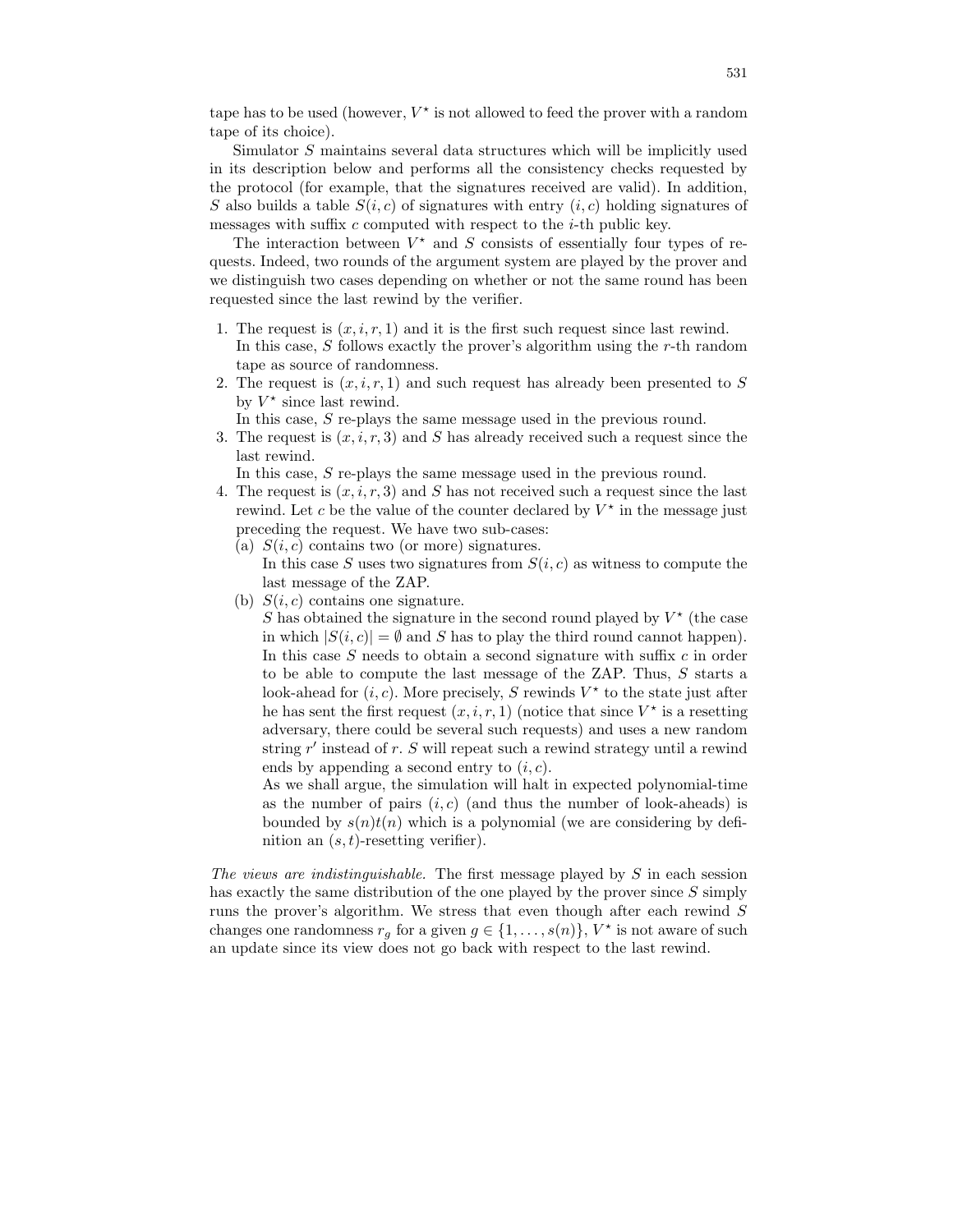tape has to be used (however, $V^\star$ is not allowed to feed the prover with a random tape of its choice).

Simulator $S$ maintains several data structures which will be implicitly used in its description below and performs all the consistency checks requested by the protocol (for example, that the signatures received are valid). In addition, $S$ also builds a table $S(i, c)$ of signatures with entry $(i, c)$ holding signatures of messages with suffix $c$ computed with respect to the $i$-th public key.

The interaction between $V^\star$ and $S$ consists of essentially four types of requests. Indeed, two rounds of the argument system are played by the prover and we distinguish two cases depending on whether or not the same round has been requested since the last rewind by the verifier.

1. The request is $(x, i, r, 1)$ and it is the first such request since last rewind.
   In this case, $S$ follows exactly the prover's algorithm using the $r$-th random tape as source of randomness.
2. The request is $(x, i, r, 1)$ and such request has already been presented to $S$ by $V^\star$ since last rewind.
   In this case, $S$ re-plays the same message used in the previous round.
3. The request is $(x, i, r, 3)$ and $S$ has already received such a request since the last rewind.
   In this case, $S$ re-plays the same message used in the previous round.
4. The request is $(x, i, r, 3)$ and $S$ has not received such a request since the last rewind. Let $c$ be the value of the counter declared by $V^\star$ in the message just preceding the request. We have two sub-cases:
   (a) $S(i, c)$ contains two (or more) signatures.
   In this case $S$ uses two signatures from $S(i, c)$ as witness to compute the last message of the ZAP.
   (b) $S(i, c)$ contains one signature.
   $S$ has obtained the signature in the second round played by $V^\star$ (the case in which $|S(i, c)| = \emptyset$ and $S$ has to play the third round cannot happen). In this case $S$ needs to obtain a second signature with suffix $c$ in order to be able to compute the last message of the ZAP. Thus, $S$ starts a look-ahead for $(i, c)$. More precisely, $S$ rewinds $V^\star$ to the state just after he has sent the first request $(x, i, r, 1)$ (notice that since $V^\star$ is a resetting adversary, there could be several such requests) and uses a new random string $r'$ instead of $r$. $S$ will repeat such a rewind strategy until a rewind ends by appending a second entry to $(i, c)$.
   As we shall argue, the simulation will halt in expected polynomial-time as the number of pairs $(i, c)$ (and thus the number of look-aheads) is bounded by $s(n)t(n)$ which is a polynomial (we are considering by definition an $(s, t)$-resetting verifier).

*The views are indistinguishable.* The first message played by $S$ in each session has exactly the same distribution of the one played by the prover since $S$ simply runs the prover's algorithm. We stress that even though after each rewind $S$ changes one randomness $r_g$ for a given $g \in \{1, \ldots, s(n)\}$, $V^\star$ is not aware of such an update since its view does not go back with respect to the last rewind.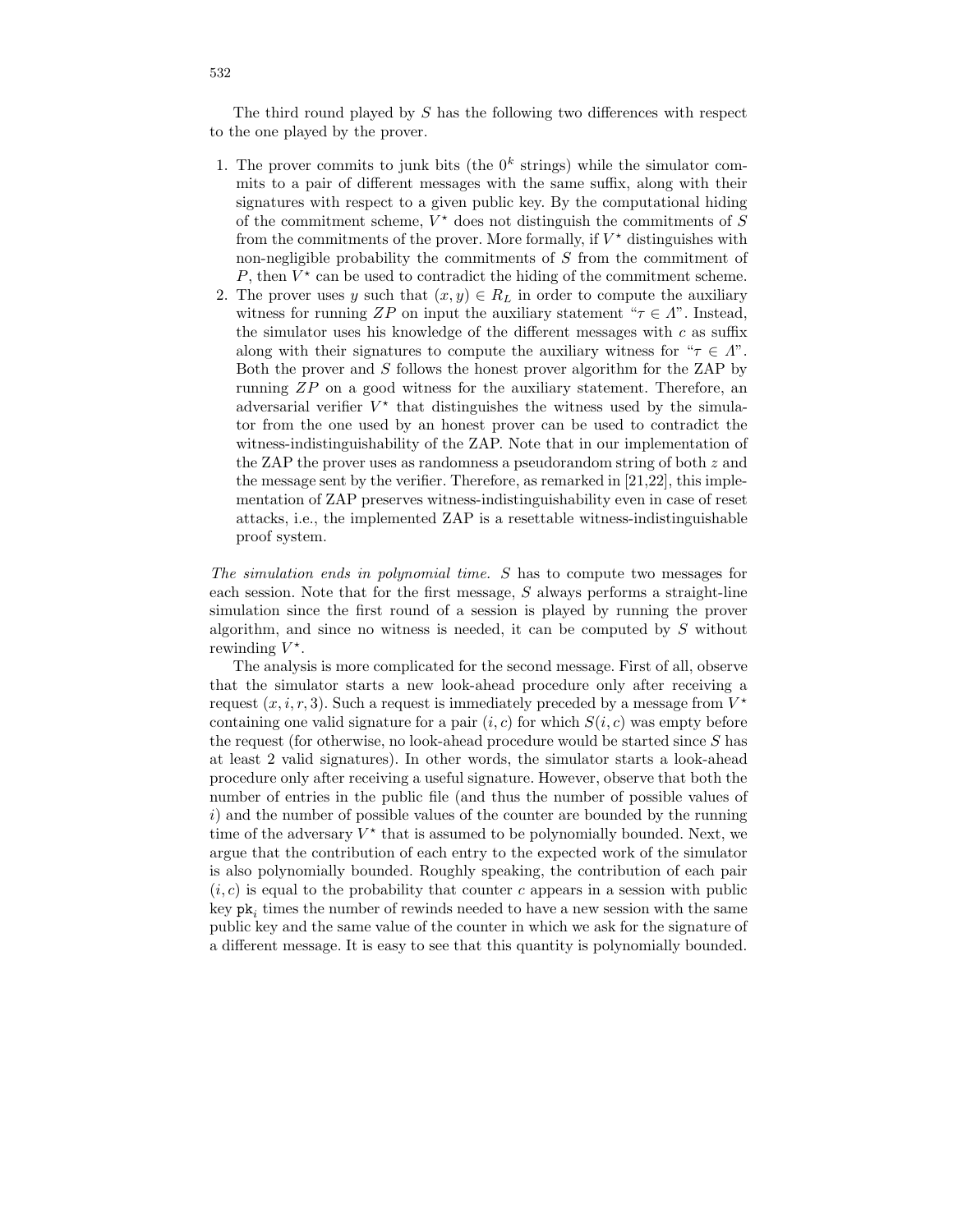The third round played by $S$ has the following two differences with respect to the one played by the prover.

1. The prover commits to junk bits (the $0^k$ strings) while the simulator commits to a pair of different messages with the same suffix, along with their signatures with respect to a given public key. By the computational hiding of the commitment scheme, $V^\star$ does not distinguish the commitments of $S$ from the commitments of the prover. More formally, if $V^\star$ distinguishes with non-negligible probability the commitments of $S$ from the commitment of $P$, then $V^\star$ can be used to contradict the hiding of the commitment scheme.
2. The prover uses $y$ such that $(x, y) \in R_L$ in order to compute the auxiliary witness for running $ZP$ on input the auxiliary statement "$\tau \in \Lambda$". Instead, the simulator uses his knowledge of the different messages with $c$ as suffix along with their signatures to compute the auxiliary witness for "$\tau \in \Lambda$". Both the prover and $S$ follows the honest prover algorithm for the ZAP by running $ZP$ on a good witness for the auxiliary statement. Therefore, an adversarial verifier $V^\star$ that distinguishes the witness used by the simulator from the one used by an honest prover can be used to contradict the witness-indistinguishability of the ZAP. Note that in our implementation of the ZAP the prover uses as randomness a pseudorandom string of both $z$ and the message sent by the verifier. Therefore, as remarked in [21,22], this implementation of ZAP preserves witness-indistinguishability even in case of reset attacks, i.e., the implemented ZAP is a resettable witness-indistinguishable proof system.

*The simulation ends in polynomial time.* $S$ has to compute two messages for each session. Note that for the first message, $S$ always performs a straight-line simulation since the first round of a session is played by running the prover algorithm, and since no witness is needed, it can be computed by $S$ without rewinding $V^\star$.

The analysis is more complicated for the second message. First of all, observe that the simulator starts a new look-ahead procedure only after receiving a request $(x, i, r, 3)$. Such a request is immediately preceded by a message from $V^\star$ containing one valid signature for a pair $(i, c)$ for which $S(i, c)$ was empty before the request (for otherwise, no look-ahead procedure would be started since $S$ has at least 2 valid signatures). In other words, the simulator starts a look-ahead procedure only after receiving a useful signature. However, observe that both the number of entries in the public file (and thus the number of possible values of $i$) and the number of possible values of the counter are bounded by the running time of the adversary $V^\star$ that is assumed to be polynomially bounded. Next, we argue that the contribution of each entry to the expected work of the simulator is also polynomially bounded. Roughly speaking, the contribution of each pair $(i, c)$ is equal to the probability that counter $c$ appears in a session with public key $\mathtt{pk}_i$ times the number of rewinds needed to have a new session with the same public key and the same value of the counter in which we ask for the signature of a different message. It is easy to see that this quantity is polynomially bounded.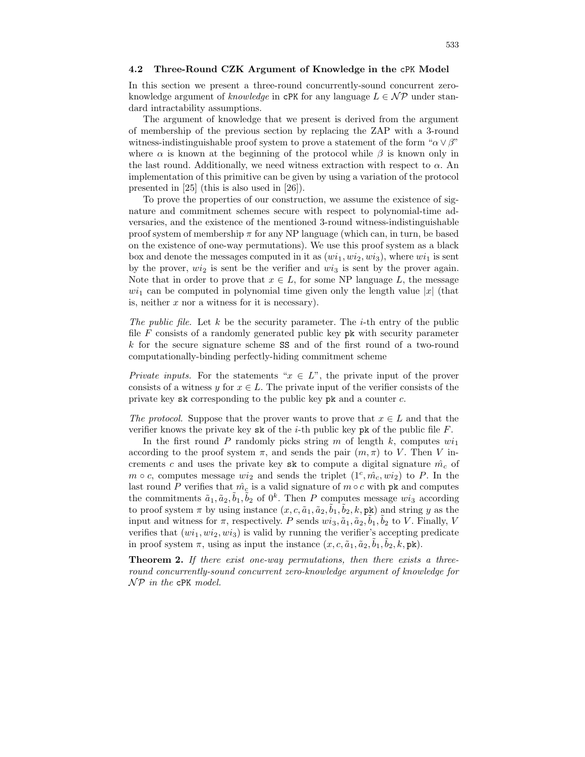### 4.2 Three-Round CZK Argument of Knowledge in the cPK Model

In this section we present a three-round concurrently-sound concurrent zero-knowledge argument of *knowledge* in cPK for any language $L \in \mathcal{NP}$ under standard intractability assumptions.

The argument of knowledge that we present is derived from the argument of membership of the previous section by replacing the ZAP with a 3-round witness-indistinguishable proof system to prove a statement of the form "$\alpha \vee \beta$" where $\alpha$ is known at the beginning of the protocol while $\beta$ is known only in the last round. Additionally, we need witness extraction with respect to $\alpha$. An implementation of this primitive can be given by using a variation of the protocol presented in [25] (this is also used in [26]).

To prove the properties of our construction, we assume the existence of signature and commitment schemes secure with respect to polynomial-time adversaries, and the existence of the mentioned 3-round witness-indistinguishable proof system of membership $\pi$ for any NP language (which can, in turn, be based on the existence of one-way permutations). We use this proof system as a black box and denote the messages computed in it as $(wi_1, wi_2, wi_3)$, where $wi_1$ is sent by the prover, $wi_2$ is sent be the verifier and $wi_3$ is sent by the prover again. Note that in order to prove that $x \in L$, for some NP language $L$, the message $wi_1$ can be computed in polynomial time given only the length value $|x|$ (that is, neither $x$ nor a witness for it is necessary).

*The public file.* Let $k$ be the security parameter. The $i$-th entry of the public file $F$ consists of a randomly generated public key pk with security parameter $k$ for the secure signature scheme SS and of the first round of a two-round computationally-binding perfectly-hiding commitment scheme

*Private inputs.* For the statements "$x \in L$", the private input of the prover consists of a witness $y$ for $x \in L$. The private input of the verifier consists of the private key sk corresponding to the public key pk and a counter $c$.

*The protocol.* Suppose that the prover wants to prove that $x \in L$ and that the verifier knows the private key sk of the $i$-th public key pk of the public file $F$.

In the first round $P$ randomly picks string $m$ of length $k$, computes $wi_1$ according to the proof system $\pi$, and sends the pair $(m, \pi)$ to $V$. Then $V$ increments $c$ and uses the private key sk to compute a digital signature $\hat{m_c}$ of $m \circ c$, computes message $wi_2$ and sends the triplet $(1^c, \hat{m_c}, wi_2)$ to $P$. In the last round $P$ verifies that $\hat{m_c}$ is a valid signature of $m \circ c$ with pk and computes the commitments $\tilde{a}_1, \tilde{a}_2, \tilde{b}_1, \tilde{b}_2$ of $0^k$. Then $P$ computes message $wi_3$ according to proof system $\pi$ by using instance $(x, c, \tilde{a}_1, \tilde{a}_2, \tilde{b}_1, \tilde{b}_2, k, \mathtt{pk})$ and string $y$ as the input and witness for $\pi$, respectively. $P$ sends $wi_3, \tilde{a}_1, \tilde{a}_2, \tilde{b}_1, \tilde{b}_2$ to $V$. Finally, $V$ verifies that $(wi_1, wi_2, wi_3)$ is valid by running the verifier's accepting predicate in proof system $\pi$, using as input the instance $(x, c, \tilde{a}_1, \tilde{a}_2, \tilde{b}_1, \tilde{b}_2, k, \mathtt{pk})$.

**Theorem 2.** *If there exist one-way permutations, then there exists a three-round concurrently-sound concurrent zero-knowledge argument of knowledge for $\mathcal{NP}$ in the cPK model.*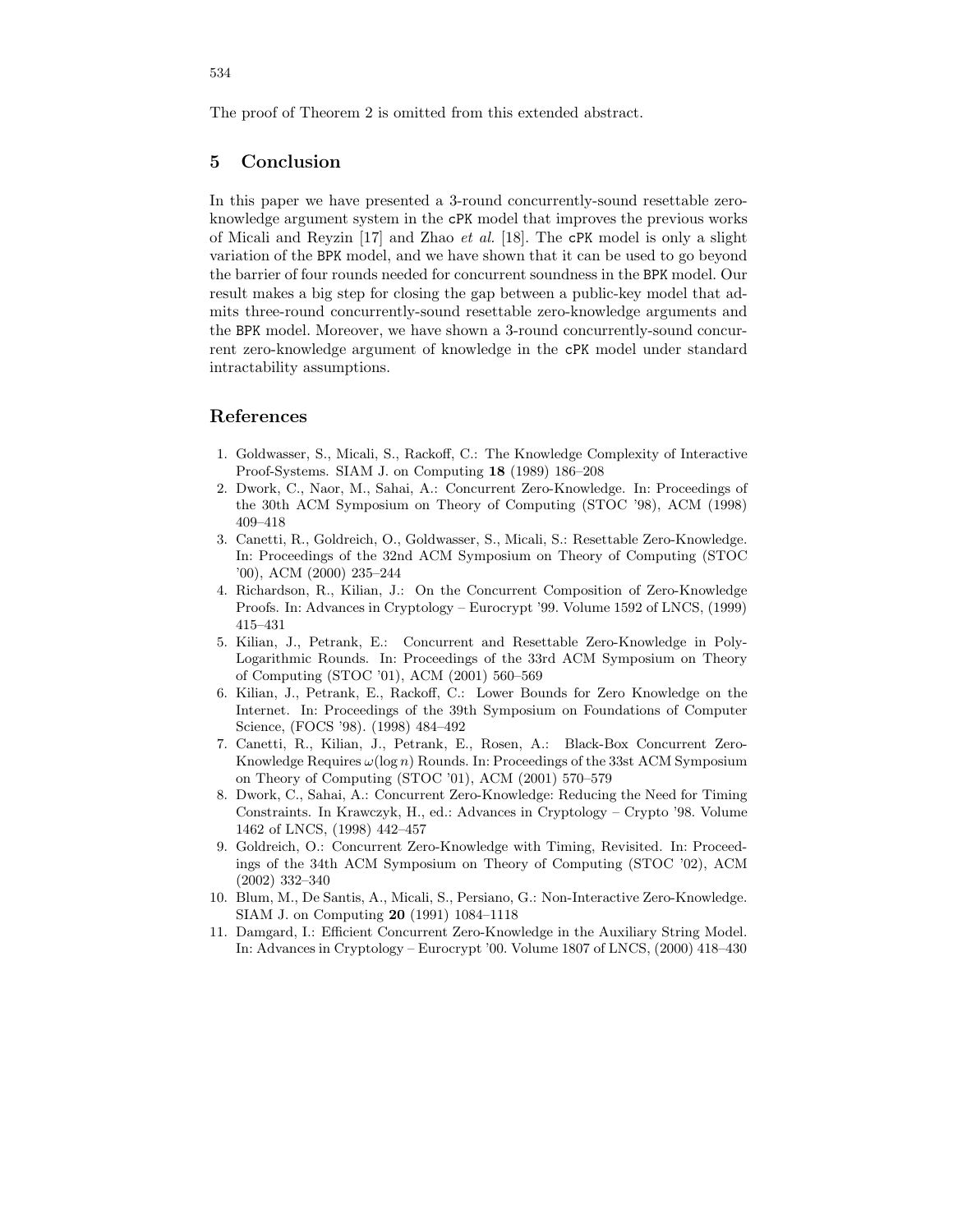The proof of Theorem 2 is omitted from this extended abstract.

## 5 Conclusion

In this paper we have presented a 3-round concurrently-sound resettable zero-knowledge argument system in the cPK model that improves the previous works of Micali and Reyzin [17] and Zhao *et al.* [18]. The cPK model is only a slight variation of the BPK model, and we have shown that it can be used to go beyond the barrier of four rounds needed for concurrent soundness in the BPK model. Our result makes a big step for closing the gap between a public-key model that admits three-round concurrently-sound resettable zero-knowledge arguments and the BPK model. Moreover, we have shown a 3-round concurrently-sound concurrent zero-knowledge argument of knowledge in the cPK model under standard intractability assumptions.

## References

1. Goldwasser, S., Micali, S., Rackoff, C.: The Knowledge Complexity of Interactive Proof-Systems. SIAM J. on Computing **18** (1989) 186–208
2. Dwork, C., Naor, M., Sahai, A.: Concurrent Zero-Knowledge. In: Proceedings of the 30th ACM Symposium on Theory of Computing (STOC '98), ACM (1998) 409–418
3. Canetti, R., Goldreich, O., Goldwasser, S., Micali, S.: Resettable Zero-Knowledge. In: Proceedings of the 32nd ACM Symposium on Theory of Computing (STOC '00), ACM (2000) 235–244
4. Richardson, R., Kilian, J.: On the Concurrent Composition of Zero-Knowledge Proofs. In: Advances in Cryptology – Eurocrypt '99. Volume 1592 of LNCS, (1999) 415–431
5. Kilian, J., Petrank, E.: Concurrent and Resettable Zero-Knowledge in Poly-Logarithmic Rounds. In: Proceedings of the 33rd ACM Symposium on Theory of Computing (STOC '01), ACM (2001) 560–569
6. Kilian, J., Petrank, E., Rackoff, C.: Lower Bounds for Zero Knowledge on the Internet. In: Proceedings of the 39th Symposium on Foundations of Computer Science, (FOCS '98). (1998) 484–492
7. Canetti, R., Kilian, J., Petrank, E., Rosen, A.: Black-Box Concurrent Zero-Knowledge Requires $\omega(\log n)$ Rounds. In: Proceedings of the 33st ACM Symposium on Theory of Computing (STOC '01), ACM (2001) 570–579
8. Dwork, C., Sahai, A.: Concurrent Zero-Knowledge: Reducing the Need for Timing Constraints. In Krawczyk, H., ed.: Advances in Cryptology – Crypto '98. Volume 1462 of LNCS, (1998) 442–457
9. Goldreich, O.: Concurrent Zero-Knowledge with Timing, Revisited. In: Proceedings of the 34th ACM Symposium on Theory of Computing (STOC '02), ACM (2002) 332–340
10. Blum, M., De Santis, A., Micali, S., Persiano, G.: Non-Interactive Zero-Knowledge. SIAM J. on Computing **20** (1991) 1084–1118
11. Damgard, I.: Efficient Concurrent Zero-Knowledge in the Auxiliary String Model. In: Advances in Cryptology – Eurocrypt '00. Volume 1807 of LNCS, (2000) 418–430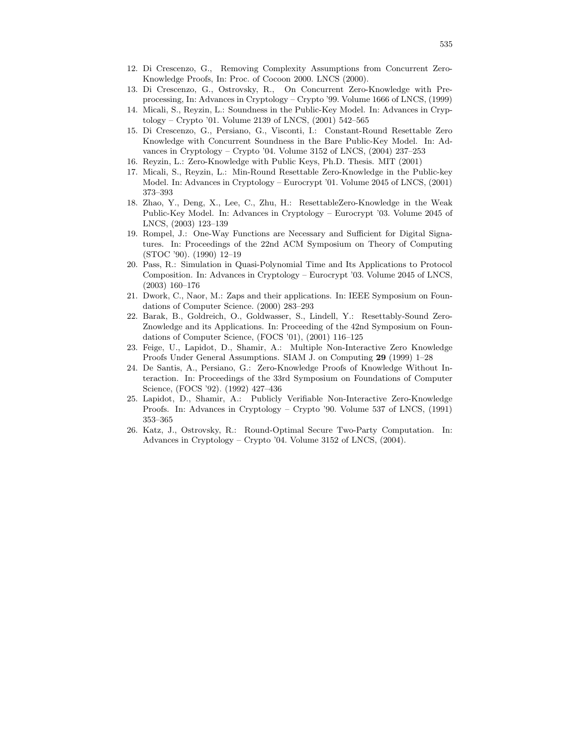12. Di Crescenzo, G., Removing Complexity Assumptions from Concurrent Zero-Knowledge Proofs, In: Proc. of Cocoon 2000. LNCS (2000).
13. Di Crescenzo, G., Ostrovsky, R., On Concurrent Zero-Knowledge with Pre-processing, In: Advances in Cryptology – Crypto '99. Volume 1666 of LNCS, (1999)
14. Micali, S., Reyzin, L.: Soundness in the Public-Key Model. In: Advances in Cryptology – Crypto '01. Volume 2139 of LNCS, (2001) 542–565
15. Di Crescenzo, G., Persiano, G., Visconti, I.: Constant-Round Resettable Zero Knowledge with Concurrent Soundness in the Bare Public-Key Model. In: Advances in Cryptology – Crypto '04. Volume 3152 of LNCS, (2004) 237–253
16. Reyzin, L.: Zero-Knowledge with Public Keys, Ph.D. Thesis. MIT (2001)
17. Micali, S., Reyzin, L.: Min-Round Resettable Zero-Knowledge in the Public-key Model. In: Advances in Cryptology – Eurocrypt '01. Volume 2045 of LNCS, (2001) 373–393
18. Zhao, Y., Deng, X., Lee, C., Zhu, H.: ResettableZero-Knowledge in the Weak Public-Key Model. In: Advances in Cryptology – Eurocrypt '03. Volume 2045 of LNCS, (2003) 123–139
19. Rompel, J.: One-Way Functions are Necessary and Sufficient for Digital Signatures. In: Proceedings of the 22nd ACM Symposium on Theory of Computing (STOC '90). (1990) 12–19
20. Pass, R.: Simulation in Quasi-Polynomial Time and Its Applications to Protocol Composition. In: Advances in Cryptology – Eurocrypt '03. Volume 2045 of LNCS, (2003) 160–176
21. Dwork, C., Naor, M.: Zaps and their applications. In: IEEE Symposium on Foundations of Computer Science. (2000) 283–293
22. Barak, B., Goldreich, O., Goldwasser, S., Lindell, Y.: Resettably-Sound Zero-Znowledge and its Applications. In: Proceeding of the 42nd Symposium on Foundations of Computer Science, (FOCS '01), (2001) 116–125
23. Feige, U., Lapidot, D., Shamir, A.: Multiple Non-Interactive Zero Knowledge Proofs Under General Assumptions. SIAM J. on Computing **29** (1999) 1–28
24. De Santis, A., Persiano, G.: Zero-Knowledge Proofs of Knowledge Without Interaction. In: Proceedings of the 33rd Symposium on Foundations of Computer Science, (FOCS '92). (1992) 427–436
25. Lapidot, D., Shamir, A.: Publicly Verifiable Non-Interactive Zero-Knowledge Proofs. In: Advances in Cryptology – Crypto '90. Volume 537 of LNCS, (1991) 353–365
26. Katz, J., Ostrovsky, R.: Round-Optimal Secure Two-Party Computation. In: Advances in Cryptology – Crypto '04. Volume 3152 of LNCS, (2004).